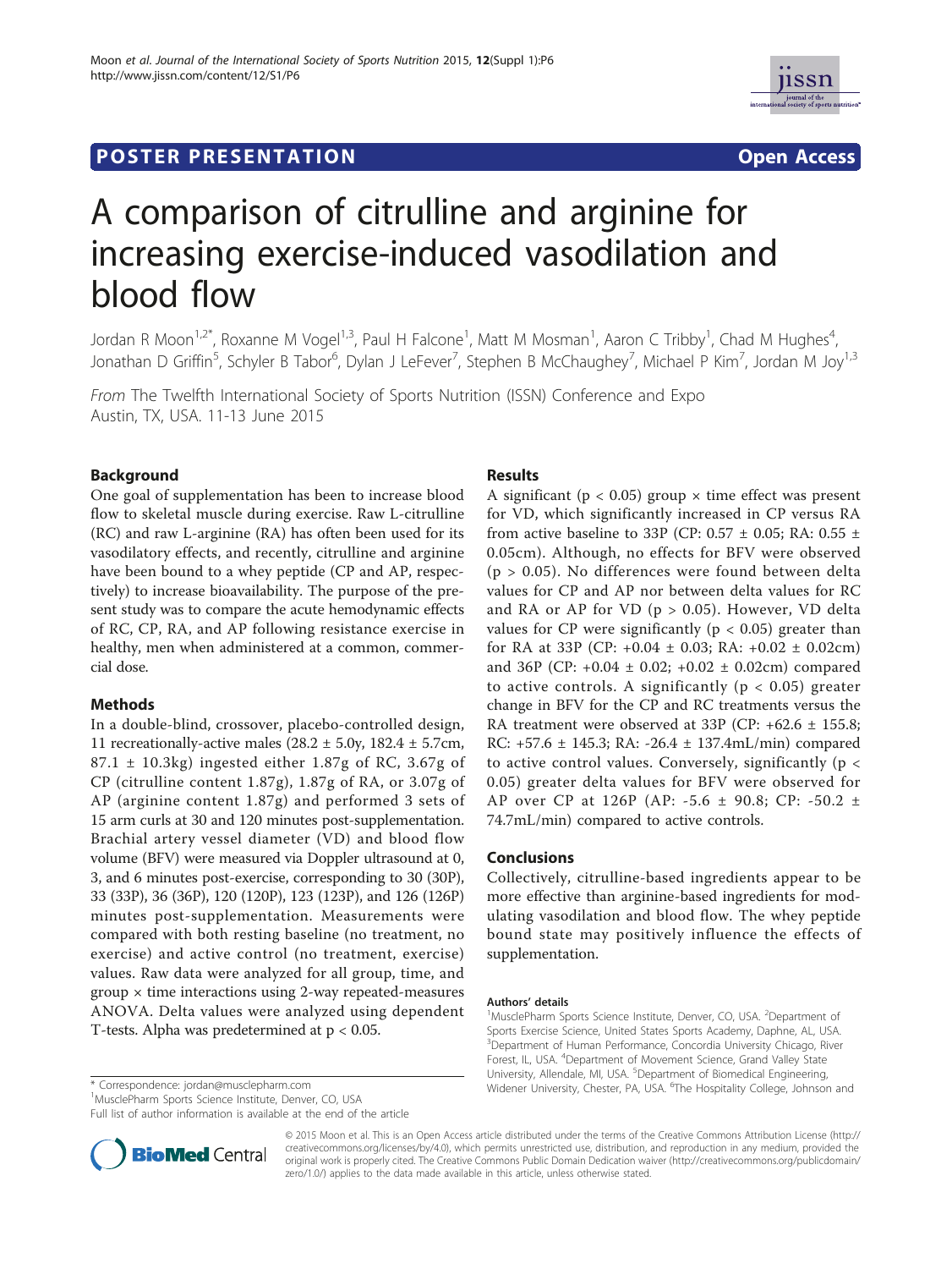POSTER PRESENTATION | Open Access

# A comparison of citrulline and arginine for increasing exercise-induced vasodilation and blood flow

Jordan R Moon[1,2*], Roxanne M Vogel[1,3], Paul H Falcone[1], Matt M Mosman[1], Aaron C Tribby[1], Chad M Hughes[4], Jonathan D Griffin[5], Schyler B Tabor[6], Dylan J LeFever[7], Stephen B McChaughey[7], Michael P Kim[7], Jordan M Joy[1,3]

*From* The Twelfth International Society of Sports Nutrition (ISSN) Conference and Expo
Austin, TX, USA. 11-13 June 2015

## Background

One goal of supplementation has been to increase blood flow to skeletal muscle during exercise. Raw L-citrulline (RC) and raw L-arginine (RA) has often been used for its vasodilatory effects, and recently, citrulline and arginine have been bound to a whey peptide (CP and AP, respectively) to increase bioavailability. The purpose of the present study was to compare the acute hemodynamic effects of RC, CP, RA, and AP following resistance exercise in healthy, men when administered at a common, commercial dose.

## Methods

In a double-blind, crossover, placebo-controlled design, 11 recreationally-active males (28.2 ± 5.0y, 182.4 ± 5.7cm, 87.1 ± 10.3kg) ingested either 1.87g of RC, 3.67g of CP (citrulline content 1.87g), 1.87g of RA, or 3.07g of AP (arginine content 1.87g) and performed 3 sets of 15 arm curls at 30 and 120 minutes post-supplementation. Brachial artery vessel diameter (VD) and blood flow volume (BFV) were measured via Doppler ultrasound at 0, 3, and 6 minutes post-exercise, corresponding to 30 (30P), 33 (33P), 36 (36P), 120 (120P), 123 (123P), and 126 (126P) minutes post-supplementation. Measurements were compared with both resting baseline (no treatment, no exercise) and active control (no treatment, exercise) values. Raw data were analyzed for all group, time, and group × time interactions using 2-way repeated-measures ANOVA. Delta values were analyzed using dependent T-tests. Alpha was predetermined at $p < 0.05$.

## Results

A significant ($p < 0.05$) group × time effect was present for VD, which significantly increased in CP versus RA from active baseline to 33P (CP: 0.57 ± 0.05; RA: 0.55 ± 0.05cm). Although, no effects for BFV were observed ($p > 0.05$). No differences were found between delta values for CP and AP nor between delta values for RC and RA or AP for VD ($p > 0.05$). However, VD delta values for CP were significantly ($p < 0.05$) greater than for RA at 33P (CP: +0.04 ± 0.03; RA: +0.02 ± 0.02cm) and 36P (CP: +0.04 ± 0.02; +0.02 ± 0.02cm) compared to active controls. A significantly ($p < 0.05$) greater change in BFV for the CP and RC treatments versus the RA treatment were observed at 33P (CP: +62.6 ± 155.8; RC: +57.6 ± 145.3; RA: -26.4 ± 137.4mL/min) compared to active control values. Conversely, significantly ($p < 0.05$) greater delta values for BFV were observed for AP over CP at 126P (AP: -5.6 ± 90.8; CP: -50.2 ± 74.7mL/min) compared to active controls.

## Conclusions

Collectively, citrulline-based ingredients appear to be more effective than arginine-based ingredients for modulating vasodilation and blood flow. The whey peptide bound state may positively influence the effects of supplementation.

#### Authors' details

[1]MusclePharm Sports Science Institute, Denver, CO, USA. [2]Department of Sports Exercise Science, United States Sports Academy, Daphne, AL, USA. [3]Department of Human Performance, Concordia University Chicago, River Forest, IL, USA. [4]Department of Movement Science, Grand Valley State University, Allendale, MI, USA. [5]Department of Biomedical Engineering, Widener University, Chester, PA, USA. [6]The Hospitality College, Johnson and

\* Correspondence: jordan@musclepharm.com
[1]MusclePharm Sports Science Institute, Denver, CO, USA
Full list of author information is available at the end of the article

© 2015 Moon et al. This is an Open Access article distributed under the terms of the Creative Commons Attribution License (http://creativecommons.org/licenses/by/4.0), which permits unrestricted use, distribution, and reproduction in any medium, provided the original work is properly cited. The Creative Commons Public Domain Dedication waiver (http://creativecommons.org/publicdomain/zero/1.0/) applies to the data made available in this article, unless otherwise stated.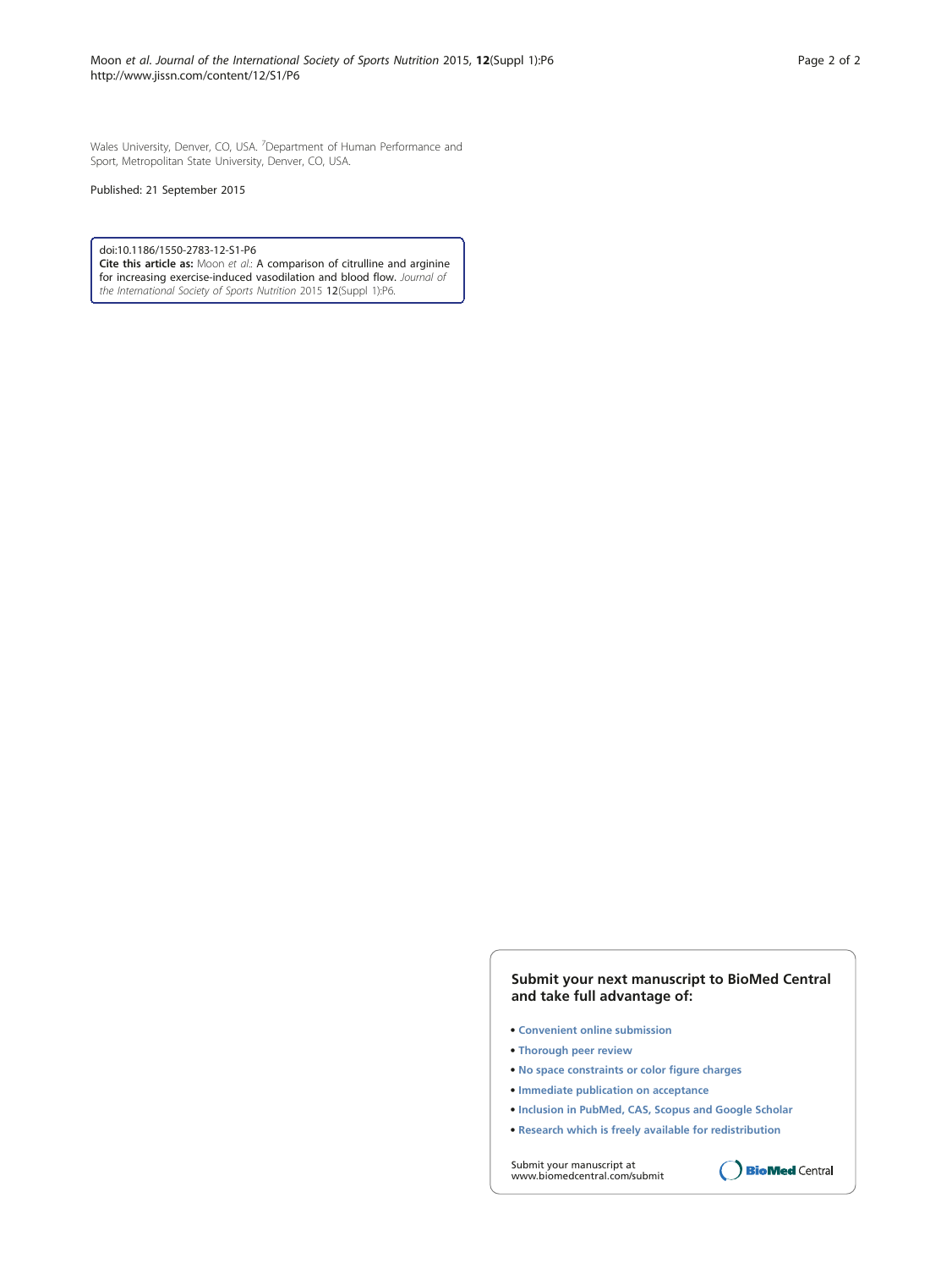Wales University, Denver, CO, USA. [7]Department of Human Performance and Sport, Metropolitan State University, Denver, CO, USA.

Published: 21 September 2015

doi:10.1186/1550-2783-12-S1-P6
**Cite this article as:** Moon *et al.*: A comparison of citrulline and arginine for increasing exercise-induced vasodilation and blood flow. *Journal of the International Society of Sports Nutrition* 2015 **12**(Suppl 1):P6.

**Submit your next manuscript to BioMed Central and take full advantage of:**

- **Convenient online submission**
- **Thorough peer review**
- **No space constraints or color figure charges**
- **Immediate publication on acceptance**
- **Inclusion in PubMed, CAS, Scopus and Google Scholar**
- **Research which is freely available for redistribution**

Submit your manuscript at
www.biomedcentral.com/submit

BioMed Central